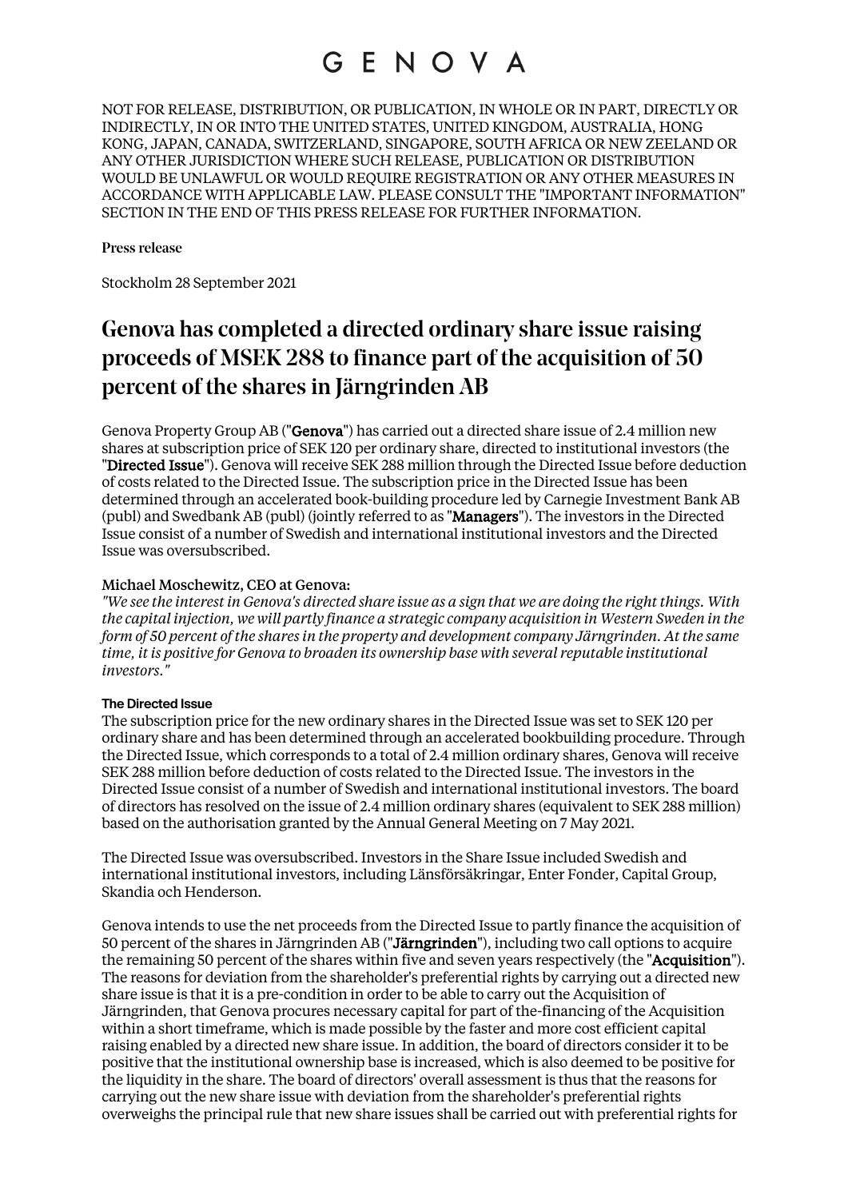GENOVA

NOT FOR RELEASE, DISTRIBUTION, OR PUBLICATION, IN WHOLE OR IN PART, DIRECTLY OR INDIRECTLY, IN OR INTO THE UNITED STATES, UNITED KINGDOM, AUSTRALIA, HONG KONG, JAPAN, CANADA, SWITZERLAND, SINGAPORE, SOUTH AFRICA OR NEW ZEELAND OR ANY OTHER JURISDICTION WHERE SUCH RELEASE, PUBLICATION OR DISTRIBUTION WOULD BE UNLAWFUL OR WOULD REQUIRE REGISTRATION OR ANY OTHER MEASURES IN ACCORDANCE WITH APPLICABLE LAW. PLEASE CONSULT THE "IMPORTANT INFORMATION" SECTION IN THE END OF THIS PRESS RELEASE FOR FURTHER INFORMATION.

**Press release**

Stockholm 28 September 2021

# Genova has completed a directed ordinary share issue raising proceeds of MSEK 288 to finance part of the acquisition of 50 percent of the shares in Järngrinden AB

Genova Property Group AB ("**Genova**") has carried out a directed share issue of 2.4 million new shares at subscription price of SEK 120 per ordinary share, directed to institutional investors (the "**Directed Issue**"). Genova will receive SEK 288 million through the Directed Issue before deduction of costs related to the Directed Issue. The subscription price in the Directed Issue has been determined through an accelerated book-building procedure led by Carnegie Investment Bank AB (publ) and Swedbank AB (publ) (jointly referred to as "**Managers**"). The investors in the Directed Issue consist of a number of Swedish and international institutional investors and the Directed Issue was oversubscribed.

**Michael Moschewitz, CEO at Genova:**

*"We see the interest in Genova's directed share issue as a sign that we are doing the right things. With the capital injection, we will partly finance a strategic company acquisition in Western Sweden in the form of 50 percent of the shares in the property and development company Järngrinden. At the same time, it is positive for Genova to broaden its ownership base with several reputable institutional investors."*

### The Directed Issue

The subscription price for the new ordinary shares in the Directed Issue was set to SEK 120 per ordinary share and has been determined through an accelerated bookbuilding procedure. Through the Directed Issue, which corresponds to a total of 2.4 million ordinary shares, Genova will receive SEK 288 million before deduction of costs related to the Directed Issue. The investors in the Directed Issue consist of a number of Swedish and international institutional investors. The board of directors has resolved on the issue of 2.4 million ordinary shares (equivalent to SEK 288 million) based on the authorisation granted by the Annual General Meeting on 7 May 2021.

The Directed Issue was oversubscribed. Investors in the Share Issue included Swedish and international institutional investors, including Länsförsäkringar, Enter Fonder, Capital Group, Skandia och Henderson.

Genova intends to use the net proceeds from the Directed Issue to partly finance the acquisition of 50 percent of the shares in Järngrinden AB ("**Järngrinden**"), including two call options to acquire the remaining 50 percent of the shares within five and seven years respectively (the "**Acquisition**"). The reasons for deviation from the shareholder's preferential rights by carrying out a directed new share issue is that it is a pre-condition in order to be able to carry out the Acquisition of Järngrinden, that Genova procures necessary capital for part of the-financing of the Acquisition within a short timeframe, which is made possible by the faster and more cost efficient capital raising enabled by a directed new share issue. In addition, the board of directors consider it to be positive that the institutional ownership base is increased, which is also deemed to be positive for the liquidity in the share. The board of directors' overall assessment is thus that the reasons for carrying out the new share issue with deviation from the shareholder's preferential rights overweighs the principal rule that new share issues shall be carried out with preferential rights for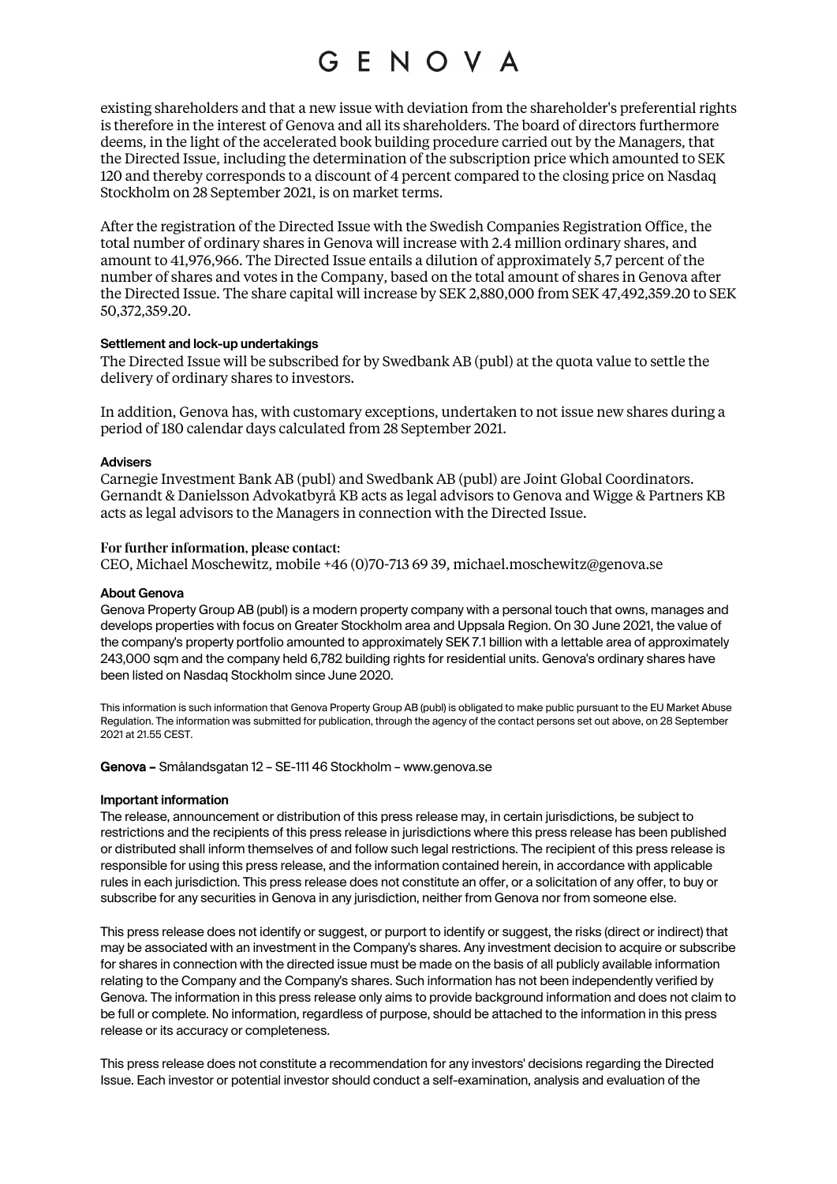existing shareholders and that a new issue with deviation from the shareholder's preferential rights is therefore in the interest of Genova and all its shareholders. The board of directors furthermore deems, in the light of the accelerated book building procedure carried out by the Managers, that the Directed Issue, including the determination of the subscription price which amounted to SEK 120 and thereby corresponds to a discount of 4 percent compared to the closing price on Nasdaq Stockholm on 28 September 2021, is on market terms.

After the registration of the Directed Issue with the Swedish Companies Registration Office, the total number of ordinary shares in Genova will increase with 2.4 million ordinary shares, and amount to 41,976,966. The Directed Issue entails a dilution of approximately 5,7 percent of the number of shares and votes in the Company, based on the total amount of shares in Genova after the Directed Issue. The share capital will increase by SEK 2,880,000 from SEK 47,492,359.20 to SEK 50,372,359.20.

**Settlement and lock-up undertakings**

The Directed Issue will be subscribed for by Swedbank AB (publ) at the quota value to settle the delivery of ordinary shares to investors.

In addition, Genova has, with customary exceptions, undertaken to not issue new shares during a period of 180 calendar days calculated from 28 September 2021.

**Advisers**

Carnegie Investment Bank AB (publ) and Swedbank AB (publ) are Joint Global Coordinators. Gernandt & Danielsson Advokatbyrå KB acts as legal advisors to Genova and Wigge & Partners KB acts as legal advisors to the Managers in connection with the Directed Issue.

**For further information, please contact:**

CEO, Michael Moschewitz, mobile +46 (0)70-713 69 39, michael.moschewitz@genova.se

**About Genova**

Genova Property Group AB (publ) is a modern property company with a personal touch that owns, manages and develops properties with focus on Greater Stockholm area and Uppsala Region. On 30 June 2021, the value of the company's property portfolio amounted to approximately SEK 7.1 billion with a lettable area of approximately 243,000 sqm and the company held 6,782 building rights for residential units. Genova's ordinary shares have been listed on Nasdaq Stockholm since June 2020.

This information is such information that Genova Property Group AB (publ) is obligated to make public pursuant to the EU Market Abuse Regulation. The information was submitted for publication, through the agency of the contact persons set out above, on 28 September 2021 at 21.55 CEST.

**Genova –** Smålandsgatan 12 – SE-111 46 Stockholm – www.genova.se

**Important information**

The release, announcement or distribution of this press release may, in certain jurisdictions, be subject to restrictions and the recipients of this press release in jurisdictions where this press release has been published or distributed shall inform themselves of and follow such legal restrictions. The recipient of this press release is responsible for using this press release, and the information contained herein, in accordance with applicable rules in each jurisdiction. This press release does not constitute an offer, or a solicitation of any offer, to buy or subscribe for any securities in Genova in any jurisdiction, neither from Genova nor from someone else.

This press release does not identify or suggest, or purport to identify or suggest, the risks (direct or indirect) that may be associated with an investment in the Company's shares. Any investment decision to acquire or subscribe for shares in connection with the directed issue must be made on the basis of all publicly available information relating to the Company and the Company's shares. Such information has not been independently verified by Genova. The information in this press release only aims to provide background information and does not claim to be full or complete. No information, regardless of purpose, should be attached to the information in this press release or its accuracy or completeness.

This press release does not constitute a recommendation for any investors' decisions regarding the Directed Issue. Each investor or potential investor should conduct a self-examination, analysis and evaluation of the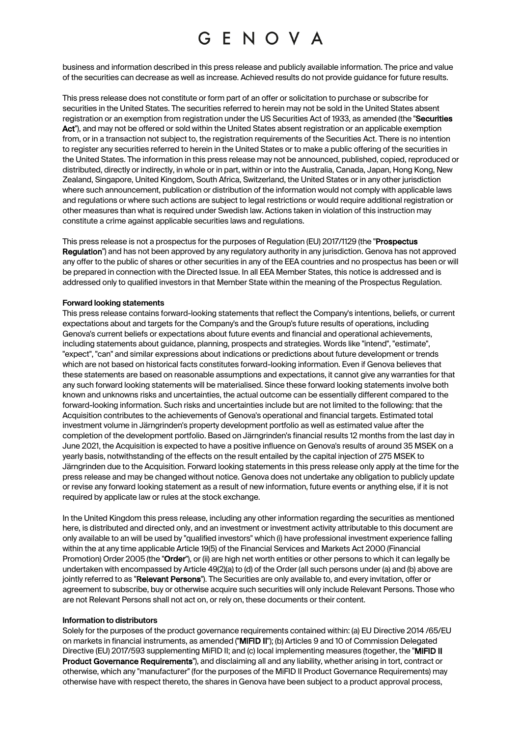business and information described in this press release and publicly available information. The price and value of the securities can decrease as well as increase. Achieved results do not provide guidance for future results.

This press release does not constitute or form part of an offer or solicitation to purchase or subscribe for securities in the United States. The securities referred to herein may not be sold in the United States absent registration or an exemption from registration under the US Securities Act of 1933, as amended (the "**Securities Act**"), and may not be offered or sold within the United States absent registration or an applicable exemption from, or in a transaction not subject to, the registration requirements of the Securities Act. There is no intention to register any securities referred to herein in the United States or to make a public offering of the securities in the United States. The information in this press release may not be announced, published, copied, reproduced or distributed, directly or indirectly, in whole or in part, within or into the Australia, Canada, Japan, Hong Kong, New Zealand, Singapore, United Kingdom, South Africa, Switzerland, the United States or in any other jurisdiction where such announcement, publication or distribution of the information would not comply with applicable laws and regulations or where such actions are subject to legal restrictions or would require additional registration or other measures than what is required under Swedish law. Actions taken in violation of this instruction may constitute a crime against applicable securities laws and regulations.

This press release is not a prospectus for the purposes of Regulation (EU) 2017/1129 (the "**Prospectus Regulation**") and has not been approved by any regulatory authority in any jurisdiction. Genova has not approved any offer to the public of shares or other securities in any of the EEA countries and no prospectus has been or will be prepared in connection with the Directed Issue. In all EEA Member States, this notice is addressed and is addressed only to qualified investors in that Member State within the meaning of the Prospectus Regulation.

**Forward looking statements**

This press release contains forward-looking statements that reflect the Company's intentions, beliefs, or current expectations about and targets for the Company's and the Group's future results of operations, including Genova's current beliefs or expectations about future events and financial and operational achievements, including statements about guidance, planning, prospects and strategies. Words like "intend", "estimate", "expect", "can" and similar expressions about indications or predictions about future development or trends which are not based on historical facts constitutes forward-looking information. Even if Genova believes that these statements are based on reasonable assumptions and expectations, it cannot give any warranties for that any such forward looking statements will be materialised. Since these forward looking statements involve both known and unknowns risks and uncertainties, the actual outcome can be essentially different compared to the forward-looking information. Such risks and uncertainties include but are not limited to the following: that the Acquisition contributes to the achievements of Genova's operational and financial targets. Estimated total investment volume in Järngrinden's property development portfolio as well as estimated value after the completion of the development portfolio. Based on Järngrinden's financial results 12 months from the last day in June 2021, the Acquisition is expected to have a positive influence on Genova's results of around 35 MSEK on a yearly basis, notwithstanding of the effects on the result entailed by the capital injection of 275 MSEK to Järngrinden due to the Acquisition. Forward looking statements in this press release only apply at the time for the press release and may be changed without notice. Genova does not undertake any obligation to publicly update or revise any forward looking statement as a result of new information, future events or anything else, if it is not required by applicate law or rules at the stock exchange.

In the United Kingdom this press release, including any other information regarding the securities as mentioned here, is distributed and directed only, and an investment or investment activity attributable to this document are only available to an will be used by "qualified investors" which (i) have professional investment experience falling within the at any time applicable Article 19(5) of the Financial Services and Markets Act 2000 (Financial Promotion) Order 2005 (the "**Order**"), or (ii) are high net worth entities or other persons to which it can legally be undertaken with encompassed by Article 49(2)(a) to (d) of the Order (all such persons under (a) and (b) above are jointly referred to as "**Relevant Persons**"). The Securities are only available to, and every invitation, offer or agreement to subscribe, buy or otherwise acquire such securities will only include Relevant Persons. Those who are not Relevant Persons shall not act on, or rely on, these documents or their content.

**Information to distributors**

Solely for the purposes of the product governance requirements contained within: (a) EU Directive 2014 /65/EU on markets in financial instruments, as amended ("**MiFID II**"); (b) Articles 9 and 10 of Commission Delegated Directive (EU) 2017/593 supplementing MiFID II; and (c) local implementing measures (together, the "**MiFID II Product Governance Requirements**"), and disclaiming all and any liability, whether arising in tort, contract or otherwise, which any "manufacturer" (for the purposes of the MiFID II Product Governance Requirements) may otherwise have with respect thereto, the shares in Genova have been subject to a product approval process,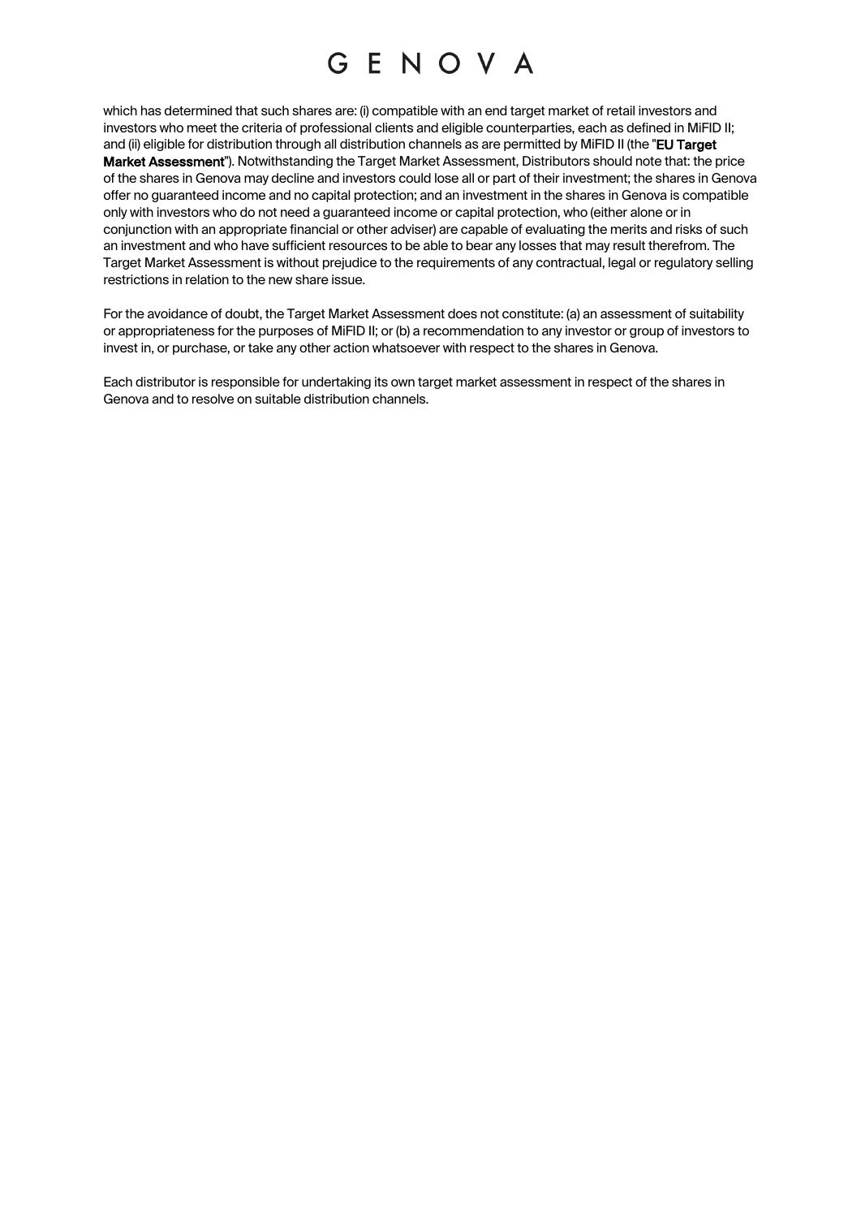which has determined that such shares are: (i) compatible with an end target market of retail investors and investors who meet the criteria of professional clients and eligible counterparties, each as defined in MiFID II; and (ii) eligible for distribution through all distribution channels as are permitted by MiFID II (the "**EU Target Market Assessment**"). Notwithstanding the Target Market Assessment, Distributors should note that: the price of the shares in Genova may decline and investors could lose all or part of their investment; the shares in Genova offer no guaranteed income and no capital protection; and an investment in the shares in Genova is compatible only with investors who do not need a guaranteed income or capital protection, who (either alone or in conjunction with an appropriate financial or other adviser) are capable of evaluating the merits and risks of such an investment and who have sufficient resources to be able to bear any losses that may result therefrom. The Target Market Assessment is without prejudice to the requirements of any contractual, legal or regulatory selling restrictions in relation to the new share issue.

For the avoidance of doubt, the Target Market Assessment does not constitute: (a) an assessment of suitability or appropriateness for the purposes of MiFID II; or (b) a recommendation to any investor or group of investors to invest in, or purchase, or take any other action whatsoever with respect to the shares in Genova.

Each distributor is responsible for undertaking its own target market assessment in respect of the shares in Genova and to resolve on suitable distribution channels.